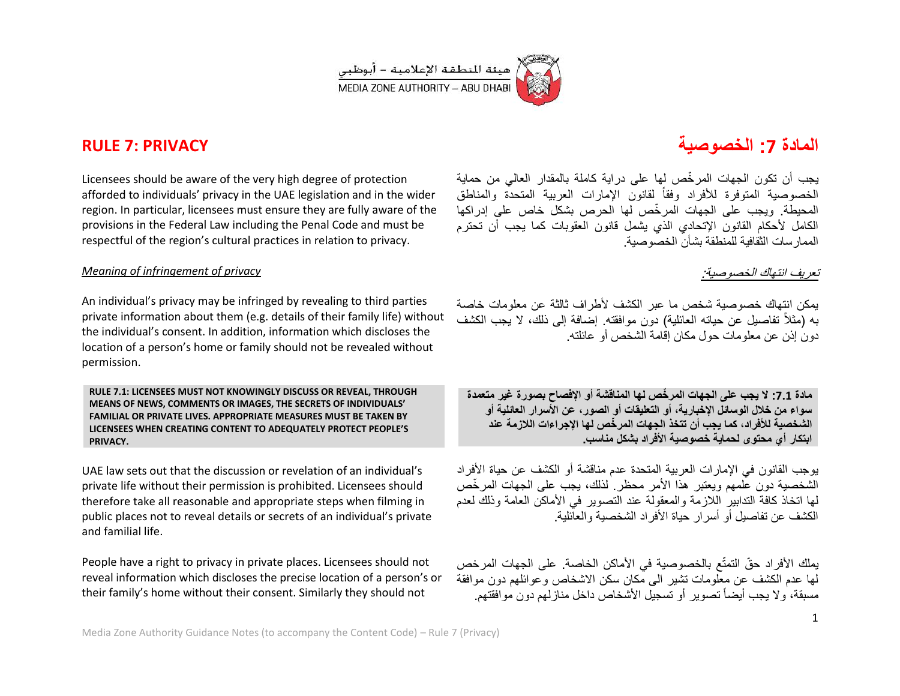هيئة المنطقة الإعلامية – أبوظبي
MEDIA ZONE AUTHORITY – ABU DHABI

## RULE 7: PRIVACY

Licensees should be aware of the very high degree of protection afforded to individuals' privacy in the UAE legislation and in the wider region. In particular, licensees must ensure they are fully aware of the provisions in the Federal Law including the Penal Code and must be respectful of the region's cultural practices in relation to privacy.

*Meaning of infringement of privacy*

An individual's privacy may be infringed by revealing to third parties private information about them (e.g. details of their family life) without the individual's consent. In addition, information which discloses the location of a person's home or family should not be revealed without permission.

**RULE 7.1: LICENSEES MUST NOT KNOWINGLY DISCUSS OR REVEAL, THROUGH MEANS OF NEWS, COMMENTS OR IMAGES, THE SECRETS OF INDIVIDUALS' FAMILIAL OR PRIVATE LIVES. APPROPRIATE MEASURES MUST BE TAKEN BY LICENSEES WHEN CREATING CONTENT TO ADEQUATELY PROTECT PEOPLE'S PRIVACY.**

UAE law sets out that the discussion or revelation of an individual's private life without their permission is prohibited. Licensees should therefore take all reasonable and appropriate steps when filming in public places not to reveal details or secrets of an individual's private and familial life.

People have a right to privacy in private places. Licensees should not reveal information which discloses the precise location of a person's or their family's home without their consent. Similarly they should not

## المادة 7: الخصوصية

يجب أن تكون الجهات المرخّص لها على دراية كاملة بالمقدار العالي من حماية الخصوصية المتوفرة للأفراد وفقاً لقانون الإمارات العربية المتحدة والمناطق المحيطة. ويجب على الجهات المرخّص لها الحرص بشكل خاص على إدراكها الكامل لأحكام القانون الإتحادي الذي يشمل قانون العقوبات كما يجب أن تحترم الممارسات الثقافية للمنطقة بشأن الخصوصية.

*تعريف انتهاك الخصوصية:*

يمكن انتهاك خصوصية شخص ما عبر الكشف لأطراف ثالثة عن معلومات خاصة به (مثلاً تفاصيل عن حياته العائلية) دون موافقته. إضافة إلى ذلك، لا يجب الكشف دون إذن عن معلومات حول مكان إقامة الشخص أو عائلته.

**مادة 7.1: لا يجب على الجهات المرخّص لها المناقشة أو الإفصاح بصورة غير متعمدة سواء من خلال الوسائل الإخبارية، أو التعليقات أو الصور، عن الأسرار العائلية أو الشخصية للأفراد، كما يجب أن تتخذ الجهات المرخّص لها الإجراءات اللازمة عند ابتكار أي محتوى لحماية خصوصية الأفراد بشكل مناسب.**

يوجب القانون في الإمارات العربية المتحدة عدم مناقشة أو الكشف عن حياة الأفراد الشخصية دون علمهم ويعتبر هذا الأمر محظر. لذلك، يجب على الجهات المرخّص لها اتخاذ كافة التدابير اللازمة والمعقولة عند التصوير في الأماكن العامة وذلك لعدم الكشف عن تفاصيل أو أسرار حياة الأفراد الشخصية والعائلية.

يملك الأفراد حقّ التمتّع بالخصوصية في الأماكن الخاصة. على الجهات المرخص لها عدم الكشف عن معلومات تشير الى مكان سكن الاشخاص وعوائلهم دون موافقة مسبقة، ولا يجب أيضاً تصوير أو تسجيل الأشخاص داخل منازلهم دون موافقتهم.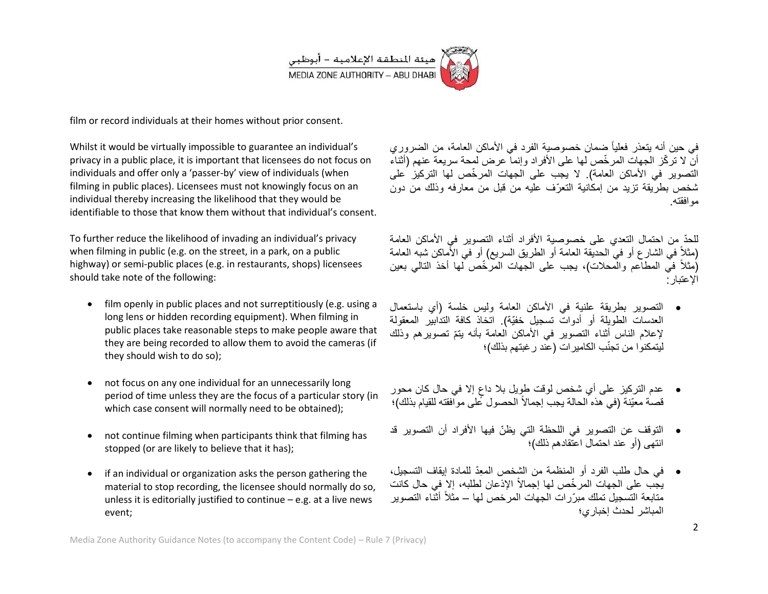film or record individuals at their homes without prior consent.

Whilst it would be virtually impossible to guarantee an individual's privacy in a public place, it is important that licensees do not focus on individuals and offer only a 'passer-by' view of individuals (when filming in public places). Licensees must not knowingly focus on an individual thereby increasing the likelihood that they would be identifiable to those that know them without that individual's consent.

في حين أنه يتعذر فعلياً ضمان خصوصية الفرد في الأماكن العامة، من الضروري أن لا تركّز الجهات المرخّص لها على الأفراد وإنما عرض لمحة سريعة عنهم (أثناء التصوير في الأماكن العامة). لا يجب على الجهات المرخّص لها التركيز على شخص بطريقة تزيد من إمكانية التعرّف عليه من قبل من معارفه وذلك من دون موافقته.

To further reduce the likelihood of invading an individual's privacy when filming in public (e.g. on the street, in a park, on a public highway) or semi-public places (e.g. in restaurants, shops) licensees should take note of the following:

- film openly in public places and not surreptitiously (e.g. using a long lens or hidden recording equipment). When filming in public places take reasonable steps to make people aware that they are being recorded to allow them to avoid the cameras (if they should wish to do so);
- not focus on any one individual for an unnecessarily long period of time unless they are the focus of a particular story (in which case consent will normally need to be obtained);
- not continue filming when participants think that filming has stopped (or are likely to believe that it has);
- if an individual or organization asks the person gathering the material to stop recording, the licensee should normally do so, unless it is editorially justified to continue – e.g. at a live news event;

للحدّ من احتمال التعدي على خصوصية الأفراد أثناء التصوير في الأماكن العامة (مثلاً في الشارع أو في الحديقة العامة أو الطريق السريع) أو في الأماكن شبه العامة (مثلاً في المطاعم والمحلات)، يجب على الجهات المرخّص لها أخذ التالي بعين الإعتبار:

- التصوير بطريقة علنية في الأماكن العامة وليس خلسة (أي باستعمال العدسات الطويلة أو أدوات تسجيل خفيّة). اتخاذ كافة التدابير المعقولة لإعلام الناس أثناء التصوير في الأماكن العامة بأنه يتمّ تصويرهم وذلك ليتمكنوا من تجنّب الكاميرات (عند رغبتهم بذلك)؛
- عدم التركيز على أي شخص لوقت طويل بلا داعٍ إلا في حال كان محور قصة معيّنة (في هذه الحالة يجب إجمالاً الحصول على موافقته للقيام بذلك)؛
- التوقف عن التصوير في اللحظة التي يظنّ فيها الأفراد أن التصوير قد انتهى (أو عند احتمال اعتقادهم ذلك)؛
- في حال طلب الفرد أو المنظمة من الشخص المعِدّ للمادة إيقاف التسجيل، يجب على الجهات المرخّص لها إجمالاً الإذعان لطلبه، إلا في حال كانت متابعة التسجيل تملك مبرّرات الجهات المرخص لها – مثلاً أثناء التصوير المباشر لحدث إخباري؛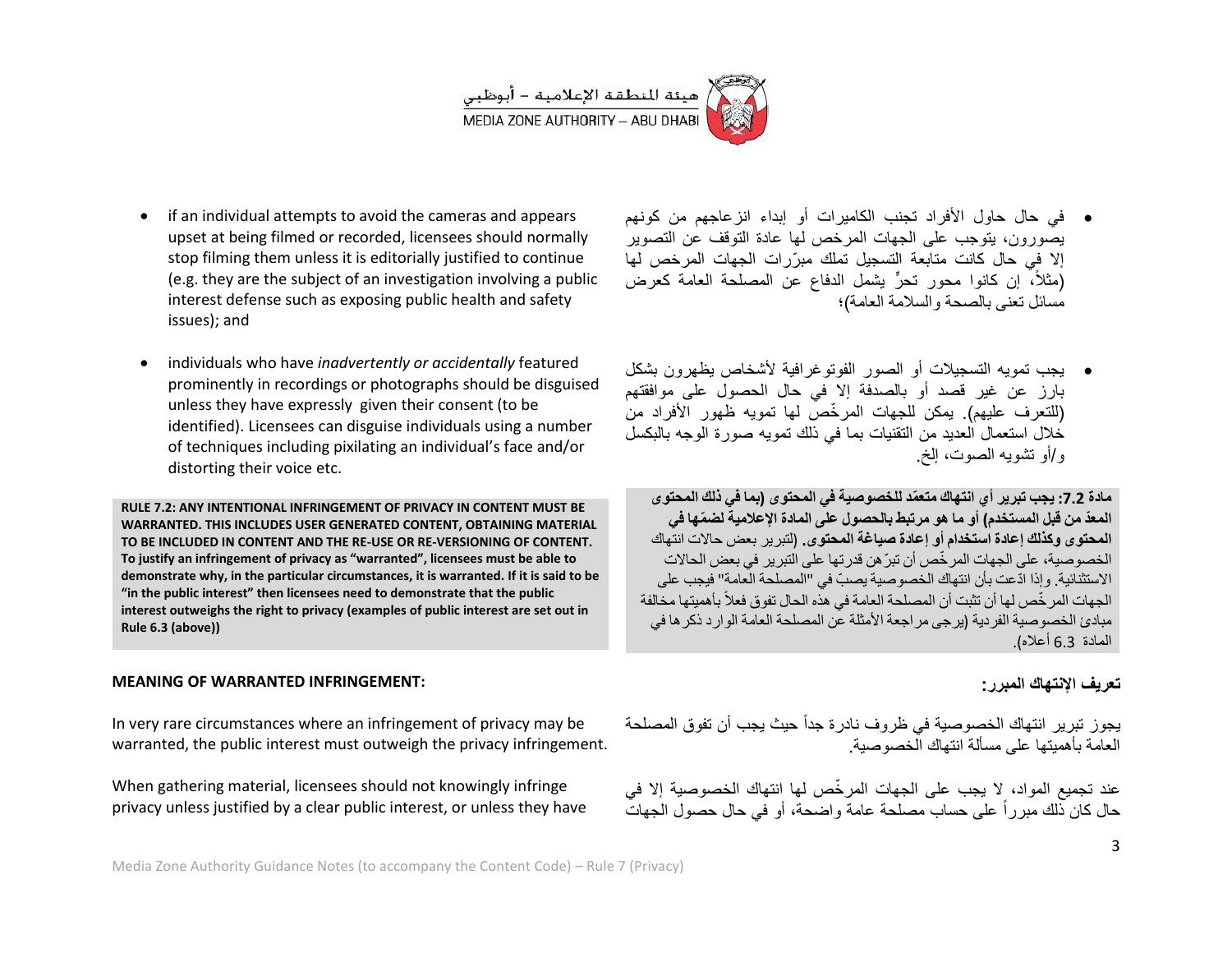- if an individual attempts to avoid the cameras and appears upset at being filmed or recorded, licensees should normally stop filming them unless it is editorially justified to continue (e.g. they are the subject of an investigation involving a public interest defense such as exposing public health and safety issues); and

- individuals who have *inadvertently or accidentally* featured prominently in recordings or photographs should be disguised unless they have expressly given their consent (to be identified). Licensees can disguise individuals using a number of techniques including pixilating an individual's face and/or distorting their voice etc.

- في حال حاول الأفراد تجنب الكاميرات أو إبداء انزعاجهم من كونهم يصورون، يتوجب على الجهات المرخص لها عادة التوقف عن التصوير إلا في حال كانت متابعة التسجيل تملك مبرّرات الجهات المرخص لها (مثلاً، إن كانوا محور تحرٍّ يشمل الدفاع عن المصلحة العامة كعرض مسائل تعنى بالصحة والسلامة العامة)؛

- يجب تمويه التسجيلات أو الصور الفوتوغرافية لأشخاص يظهرون بشكل بارز عن غير قصد أو بالصدفة إلا في حال الحصول على موافقتهم (للتعرف عليهم). يمكن للجهات المرخّص لها تمويه ظهور الأفراد من خلال استعمال العديد من التقنيات بما في ذلك تمويه صورة الوجه بالبكسل و/أو تشويه الصوت، إلخ.

**RULE 7.2: ANY INTENTIONAL INFRINGEMENT OF PRIVACY IN CONTENT MUST BE WARRANTED. THIS INCLUDES USER GENERATED CONTENT, OBTAINING MATERIAL TO BE INCLUDED IN CONTENT AND THE RE-USE OR RE-VERSIONING OF CONTENT. To justify an infringement of privacy as "warranted", licensees must be able to demonstrate why, in the particular circumstances, it is warranted. If it is said to be "in the public interest" then licensees need to demonstrate that the public interest outweighs the right to privacy (examples of public interest are set out in Rule 6.3 (above))**

**مادة 7.2: يجب تبرير أي انتهاك متعمّد للخصوصية في المحتوى (بما في ذلك المحتوى المعدّ من قبل المستخدم) أو ما هو مرتبط بالحصول على المادة الإعلامية لضمّها في المحتوى وكذلك إعادة استخدام أو إعادة صياغة المحتوى.** (لتبرير بعض حالات انتهاك الخصوصية، على الجهات المرخّص أن تبرّهن قدرتها على التبرير في بعض الحالات الاستثنائية. وإذا ادّعت بأن انتهاك الخصوصية يصبّ في "المصلحة العامة" فيجب على الجهات المرخّص لها أن تثبت أن المصلحة العامة في هذه الحال تفوق فعلاً بأهميتها مخالفة مبادئ الخصوصية الفردية (يرجى مراجعة الأمثلة عن المصلحة العامة الوارد ذكرها في المادة 6.3 أعلاه).

**MEANING OF WARRANTED INFRINGEMENT:**

**تعريف الإنتهاك المبرر:**

In very rare circumstances where an infringement of privacy may be warranted, the public interest must outweigh the privacy infringement.

يجوز تبرير انتهاك الخصوصية في ظروف نادرة جداً حيث يجب أن تفوق المصلحة العامة بأهميتها على مسألة انتهاك الخصوصية.

When gathering material, licensees should not knowingly infringe privacy unless justified by a clear public interest, or unless they have

عند تجميع المواد، لا يجب على الجهات المرخّص لها انتهاك الخصوصية إلا في حال كان ذلك مبرراً على حساب مصلحة عامة واضحة، أو في حال حصول الجهات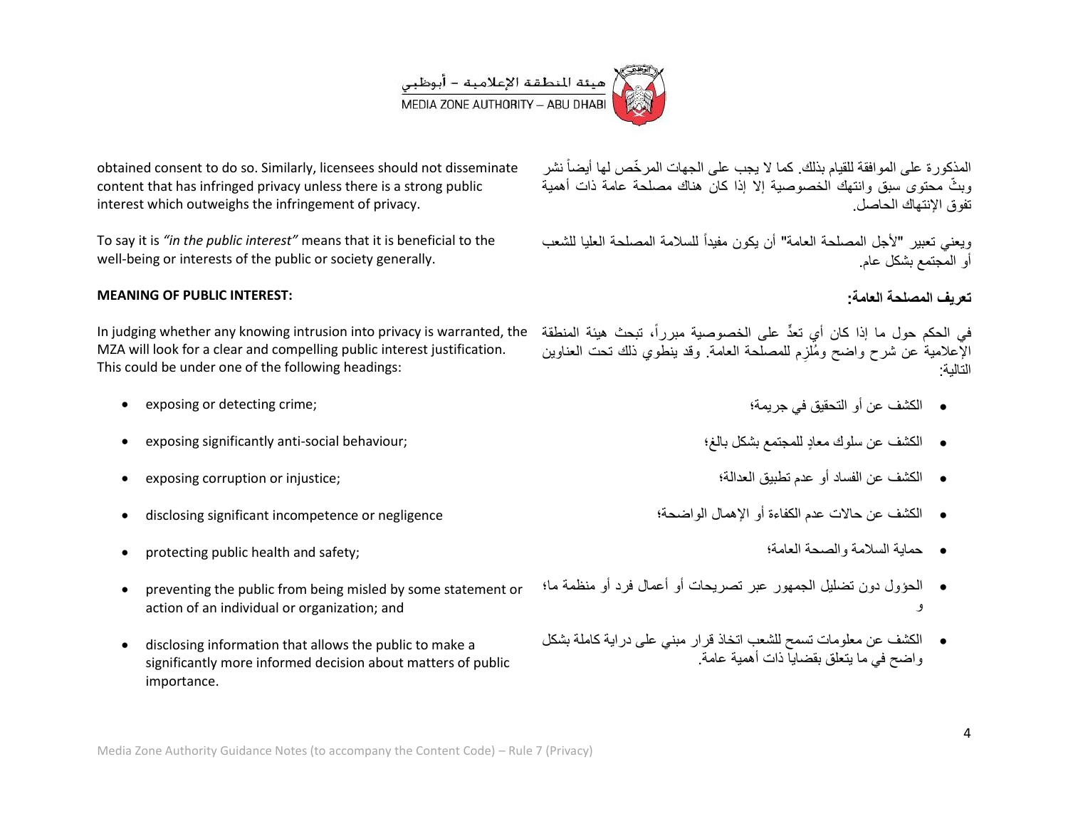obtained consent to do so. Similarly, licensees should not disseminate content that has infringed privacy unless there is a strong public interest which outweighs the infringement of privacy.

To say it is *"in the public interest"* means that it is beneficial to the well-being or interests of the public or society generally.

**MEANING OF PUBLIC INTEREST:**

In judging whether any knowing intrusion into privacy is warranted, the MZA will look for a clear and compelling public interest justification. This could be under one of the following headings:

- exposing or detecting crime;
- exposing significantly anti-social behaviour;
- exposing corruption or injustice;
- disclosing significant incompetence or negligence
- protecting public health and safety;
- preventing the public from being misled by some statement or action of an individual or organization; and
- disclosing information that allows the public to make a significantly more informed decision about matters of public importance.

المذكورة على الموافقة للقيام بذلك. كما لا يجب على الجهات المرخّص لها أيضاً نشر وبثّ محتوى سبق وانتهك الخصوصية إلا إذا كان هناك مصلحة عامة ذات أهمية تفوق الإنتهاك الحاصل.

ويعني تعبير "لأجل المصلحة العامة" أن يكون مفيداً للسلامة المصلحة العليا للشعب أو المجتمع بشكل عام.

**تعريف المصلحة العامة:**

في الحكم حول ما إذا كان أي تعدٍّ على الخصوصية مبرراً، تبحث هيئة المنطقة الإعلامية عن شرح واضح ومُلزِم للمصلحة العامة. وقد ينطوي ذلك تحت العناوين التالية:

- الكشف عن أو التحقيق في جريمة؛
- الكشف عن سلوك معادٍ للمجتمع بشكل بالغ؛
- الكشف عن الفساد أو عدم تطبيق العدالة؛
- الكشف عن حالات عدم الكفاءة أو الإهمال الواضحة؛
- حماية السلامة والصحة العامة؛
- الحؤول دون تضليل الجمهور عبر تصريحات أو أعمال فرد أو منظمة ما؛ و
- الكشف عن معلومات تسمح للشعب اتخاذ قرار مبني على دراية كاملة بشكل واضح في ما يتعلق بقضايا ذات أهمية عامة.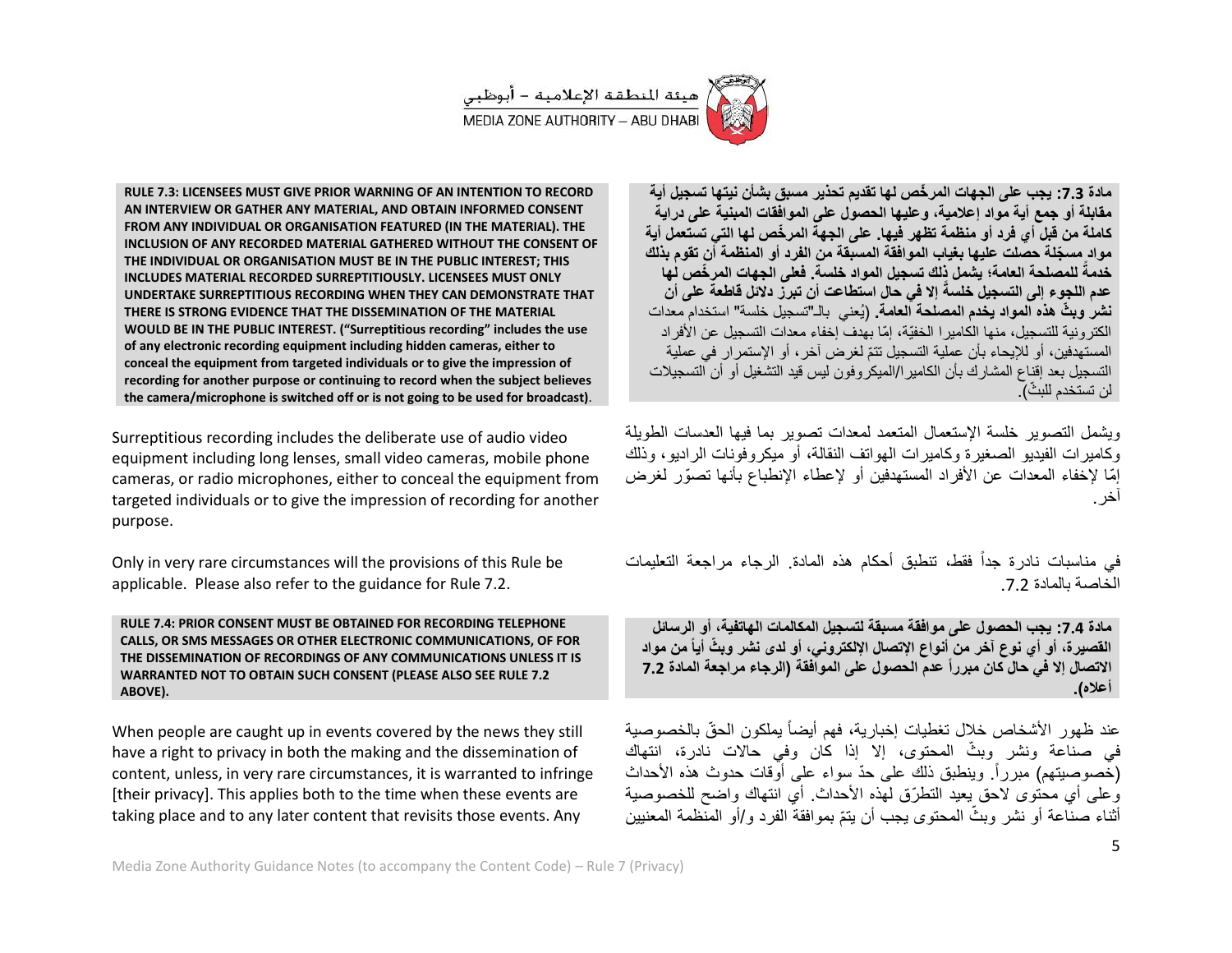**RULE 7.3: LICENSEES MUST GIVE PRIOR WARNING OF AN INTENTION TO RECORD AN INTERVIEW OR GATHER ANY MATERIAL, AND OBTAIN INFORMED CONSENT FROM ANY INDIVIDUAL OR ORGANISATION FEATURED (IN THE MATERIAL). THE INCLUSION OF ANY RECORDED MATERIAL GATHERED WITHOUT THE CONSENT OF THE INDIVIDUAL OR ORGANISATION MUST BE IN THE PUBLIC INTEREST; THIS INCLUDES MATERIAL RECORDED SURREPTITIOUSLY. LICENSEES MUST ONLY UNDERTAKE SURREPTITIOUS RECORDING WHEN THEY CAN DEMONSTRATE THAT THERE IS STRONG EVIDENCE THAT THE DISSEMINATION OF THE MATERIAL WOULD BE IN THE PUBLIC INTEREST. ("Surreptitious recording" includes the use of any electronic recording equipment including hidden cameras, either to conceal the equipment from targeted individuals or to give the impression of recording for another purpose or continuing to record when the subject believes the camera/microphone is switched off or is not going to be used for broadcast).**

**مادة 7.3: يجب على الجهات المرخَّص لها تقديم تحذير مسبق بشأن نيتها تسجيل أية مقابلة أو جمع أية مواد إعلامية، وعليها الحصول على الموافقات المبنية على دراية كاملة من قبل أي فرد أو منظمة تظهر فيها. على الجهة المرخَّص لها التي تستعمل أية مواد مسجّلة حصلت عليها بغياب الموافقة المسبقة من الفرد أو المنظمة أن تقوم بذلك خدمةً للمصلحة العامة؛ يشمل ذلك تسجيل المواد خلسةً. فعلى الجهات المرخَّص لها عدم اللجوء إلى التسجيل خلسةً إلا في حال استطاعت أن تبرز دلائل قاطعة على أن نشر وبثّ هذه المواد يخدم المصلحة العامة.** (يُعني بالـ"تسجيل خلسة" استخدام معدات الكترونية للتسجيل، منها الكاميرا الخفيّة، إمّا بهدف إخفاء معدات التسجيل عن الأفراد المستهدفين، أو للإيحاء بأن عملية التسجيل تتمّ لغرض آخر، أو الإستمرار في عملية التسجيل بعد إقناع المشارك بأن الكاميرا/الميكروفون ليس قيد التشغيل أو أن التسجيلات لن تستخدم للبثّ).

Surreptitious recording includes the deliberate use of audio video equipment including long lenses, small video cameras, mobile phone cameras, or radio microphones, either to conceal the equipment from targeted individuals or to give the impression of recording for another purpose.

ويشمل التصوير خلسة الإستعمال المتعمد لمعدات تصوير بما فيها العدسات الطويلة وكاميرات الفيديو الصغيرة وكاميرات الهواتف النقالة، أو ميكروفونات الراديو، وذلك إمّا لإخفاء المعدات عن الأفراد المستهدفين أو لإعطاء الإنطباع بأنها تصوّر لغرض آخر.

Only in very rare circumstances will the provisions of this Rule be applicable. Please also refer to the guidance for Rule 7.2.

في مناسبات نادرة جداً فقط، تنطبق أحكام هذه المادة. الرجاء مراجعة التعليمات الخاصة بالمادة 7.2.

**RULE 7.4: PRIOR CONSENT MUST BE OBTAINED FOR RECORDING TELEPHONE CALLS, OR SMS MESSAGES OR OTHER ELECTRONIC COMMUNICATIONS, OF FOR THE DISSEMINATION OF RECORDINGS OF ANY COMMUNICATIONS UNLESS IT IS WARRANTED NOT TO OBTAIN SUCH CONSENT (PLEASE ALSO SEE RULE 7.2 ABOVE).**

**مادة 7.4: يجب الحصول على موافقة مسبقة لتسجيل المكالمات الهاتفية، أو الرسائل القصيرة، أو أي نوع آخر من أنواع الإتصال الإلكتروني، أو لدى نشر وبثّ أياً من مواد الاتصال إلا في حال كان مبرراً عدم الحصول على الموافقة (الرجاء مراجعة المادة 7.2 أعلاه).**

When people are caught up in events covered by the news they still have a right to privacy in both the making and the dissemination of content, unless, in very rare circumstances, it is warranted to infringe [their privacy]. This applies both to the time when these events are taking place and to any later content that revisits those events. Any

عند ظهور الأشخاص خلال تغطيات إخبارية، فهم أيضاً يملكون الحقّ بالخصوصية في صناعة ونشر وبثّ المحتوى، إلا إذا كان وفي حالات نادرة، انتهاك (خصوصيتهم) مبرراً. وينطبق ذلك على حدّ سواء على أوقات حدوث هذه الأحداث وعلى أي محتوى لاحق يعيد التطرّق لهذه الأحداث. أي انتهاك واضح للخصوصية أثناء صناعة أو نشر وبثّ المحتوى يجب أن يتمّ بموافقة الفرد و/أو المنظمة المعنيين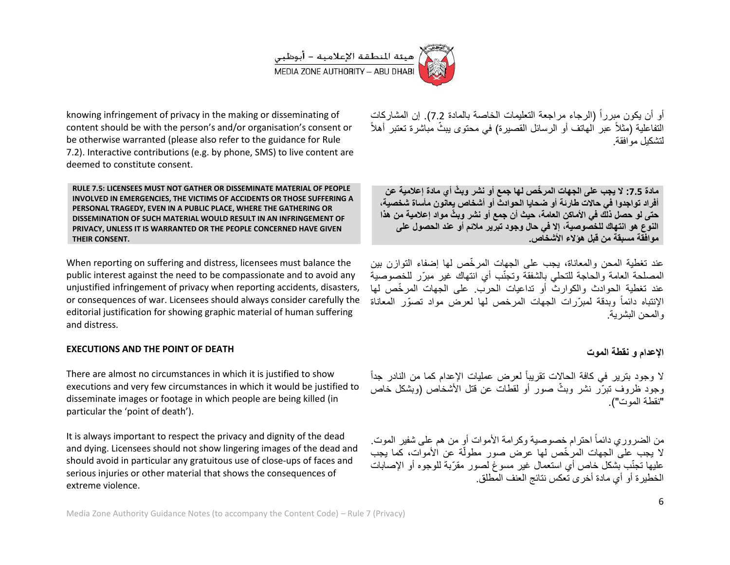knowing infringement of privacy in the making or disseminating of content should be with the person's and/or organisation's consent or be otherwise warranted (please also refer to the guidance for Rule 7.2). Interactive contributions (e.g. by phone, SMS) to live content are deemed to constitute consent.

أو أن يكون مبرراً (الرجاء مراجعة التعليمات الخاصة بالمادة 7.2). إن المشاركات التفاعلية (مثلاً عبر الهاتف أو الرسائل القصيرة) في محتوى يبثّ مباشرة تعتبر أهلاً لتشكيل موافقة.

**RULE 7.5: LICENSEES MUST NOT GATHER OR DISSEMINATE MATERIAL OF PEOPLE INVOLVED IN EMERGENCIES, THE VICTIMS OF ACCIDENTS OR THOSE SUFFERING A PERSONAL TRAGEDY, EVEN IN A PUBLIC PLACE, WHERE THE GATHERING OR DISSEMINATION OF SUCH MATERIAL WOULD RESULT IN AN INFRINGEMENT OF PRIVACY, UNLESS IT IS WARRANTED OR THE PEOPLE CONCERNED HAVE GIVEN THEIR CONSENT.**

**مادة 7.5: لا يجب على الجهات المرخّص لها جمع أو نشر وبثّ أي مادة إعلامية عن أفراد تواجدوا في حالات طارئة أو ضحايا الحوادث أو أشخاص يعانون مأساة شخصية، حتى لو حصل ذلك في الأماكن العامة، حيث أن جمع أو نشر وبثّ مواد إعلامية من هذا النوع هو انتهاك للخصوصية، إلا في حال وجود تبرير ملائم أو عند الحصول على موافقة مسبقة من قبل هؤلاء الأشخاص.**

When reporting on suffering and distress, licensees must balance the public interest against the need to be compassionate and to avoid any unjustified infringement of privacy when reporting accidents, disasters, or consequences of war. Licensees should always consider carefully the editorial justification for showing graphic material of human suffering and distress.

عند تغطية المحن والمعاناة، يجب على الجهات المرخّص لها إضفاء التوازن بين المصلحة العامة والحاجة للتحلي بالشفقة وتجنّب أي انتهاك غير مبرّر للخصوصية عند تغطية الحوادث والكوارث أو تداعيات الحرب. على الجهات المرخّص لها الإنتباه دائماً وبدقة لمبرّرات الجهات المرخص لها لعرض مواد تصوّر المعاناة والمحن البشرية.

**EXECUTIONS AND THE POINT OF DEATH**

**الإعدام و نقطة الموت**

There are almost no circumstances in which it is justified to show executions and very few circumstances in which it would be justified to disseminate images or footage in which people are being killed (in particular the 'point of death').

لا وجود بترير في كافة الحالات تقريباً لعرض عمليات الإعدام كما من النادر جداً وجود ظروف تبرّر نشر وبثّ صور أو لقطات عن قتل الأشخاص (وبشكل خاص "نقطة الموت").

It is always important to respect the privacy and dignity of the dead and dying. Licensees should not show lingering images of the dead and should avoid in particular any gratuitous use of close-ups of faces and serious injuries or other material that shows the consequences of extreme violence.

من الضروري دائماً احترام خصوصية وكرامة الأموات أو من هم على شفير الموت. لا يجب على الجهات المرخّص لها عرض صور مطولّة عن الأموات، كما يجب عليها تجنّب بشكل خاص أي استعمال غير مسوغ لصور مقرّبة للوجوه أو الإصابات الخطيرة أو أي مادة أخرى تعكس نتائج العنف المطلق.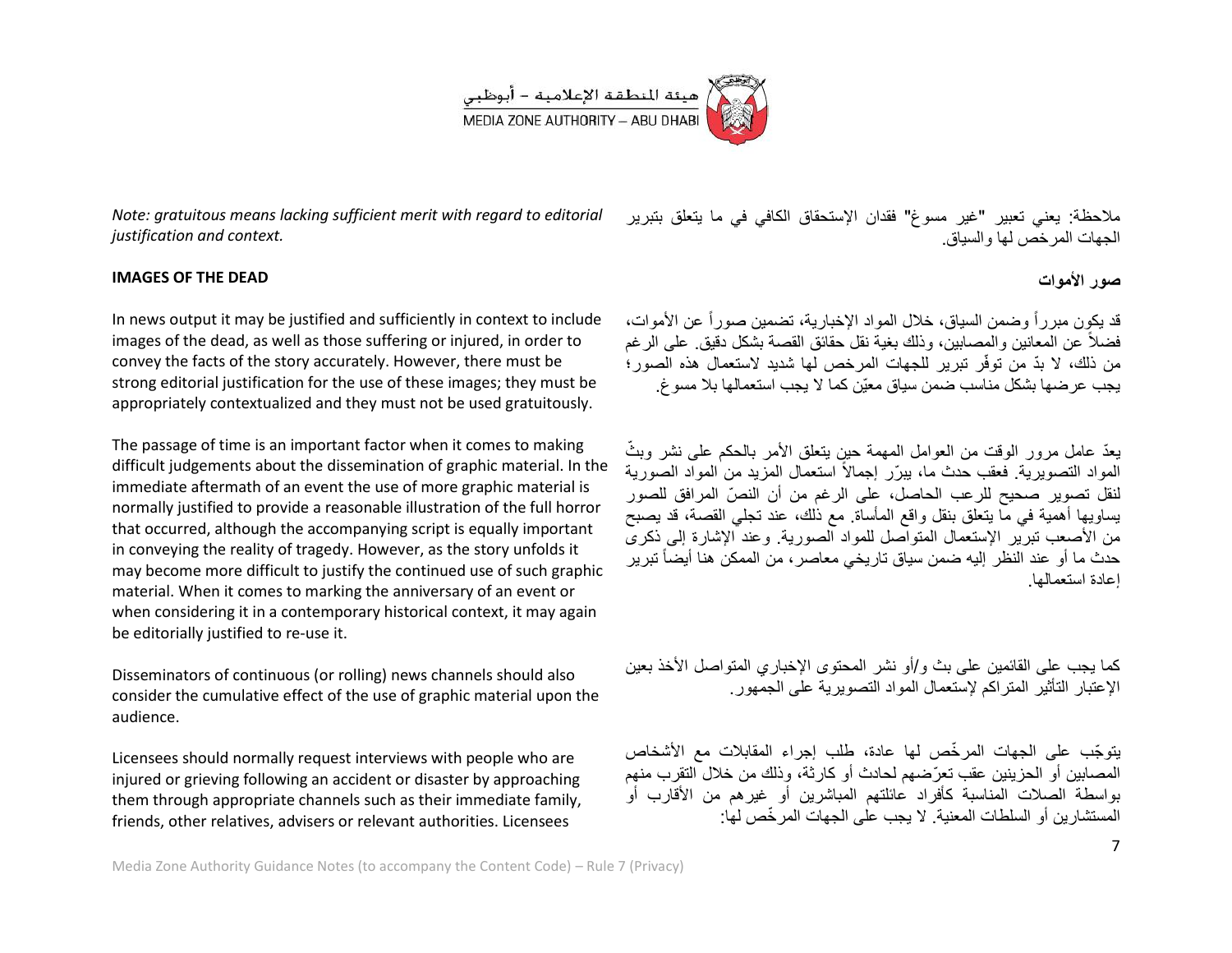*Note: gratuitous means lacking sufficient merit with regard to editorial justification and context.*

ملاحظة: يعني تعبير "غير مسوغ" فقدان الإستحقاق الكافي في ما يتعلق بتبرير الجهات المرخص لها والسياق.

**IMAGES OF THE DEAD**

**صور الأموات**

In news output it may be justified and sufficiently in context to include images of the dead, as well as those suffering or injured, in order to convey the facts of the story accurately. However, there must be strong editorial justification for the use of these images; they must be appropriately contextualized and they must not be used gratuitously.

قد يكون مبرراً وضمن السياق، خلال المواد الإخبارية، تضمين صوراً عن الأموات، فضلاً عن المعانين والمصابين، وذلك بغية نقل حقائق القصة بشكل دقيق. على الرغم من ذلك، لا بدّ من توفّر تبرير للجهات المرخص لها شديد لاستعمال هذه الصور؛ يجب عرضها بشكل مناسب ضمن سياق معيّن كما لا يجب استعمالها بلا مسوغ.

The passage of time is an important factor when it comes to making difficult judgements about the dissemination of graphic material. In the immediate aftermath of an event the use of more graphic material is normally justified to provide a reasonable illustration of the full horror that occurred, although the accompanying script is equally important in conveying the reality of tragedy. However, as the story unfolds it may become more difficult to justify the continued use of such graphic material. When it comes to marking the anniversary of an event or when considering it in a contemporary historical context, it may again be editorially justified to re-use it.

يعدّ عامل مرور الوقت من العوامل المهمة حين يتعلق الأمر بالحكم على نشر وبثّ المواد التصويرية. فعقب حدث ما، يبرّر إجمالاً استعمال المزيد من المواد الصورية لنقل تصوير صحيح للرعب الحاصل، على الرغم من أن النصّ المرافق للصور يساويها أهمية في ما يتعلق بنقل واقع المأساة. مع ذلك، عند تجلي القصة، قد يصبح من الأصعب تبرير الإستعمال المتواصل للمواد الصورية. وعند الإشارة إلى ذكرى حدث ما أو عند النظر إليه ضمن سياق تاريخي معاصر، من الممكن هنا أيضاً تبرير إعادة استعمالها.

Disseminators of continuous (or rolling) news channels should also consider the cumulative effect of the use of graphic material upon the audience.

كما يجب على القائمين على بث و/أو نشر المحتوى الإخباري المتواصل الأخذ بعين الإعتبار التأثير المتراكم لإستعمال المواد التصويرية على الجمهور.

Licensees should normally request interviews with people who are injured or grieving following an accident or disaster by approaching them through appropriate channels such as their immediate family, friends, other relatives, advisers or relevant authorities. Licensees

يتوجّب على الجهات المرخّص لها عادة، طلب إجراء المقابلات مع الأشخاص المصابين أو الحزينين عقب تعرّضهم لحادث أو كارثة، وذلك من خلال التقرب منهم بواسطة الصلات المناسبة كأفراد عائلتهم المباشرين أو غيرهم من الأقارب أو المستشارين أو السلطات المعنية. لا يجب على الجهات المرخّص لها: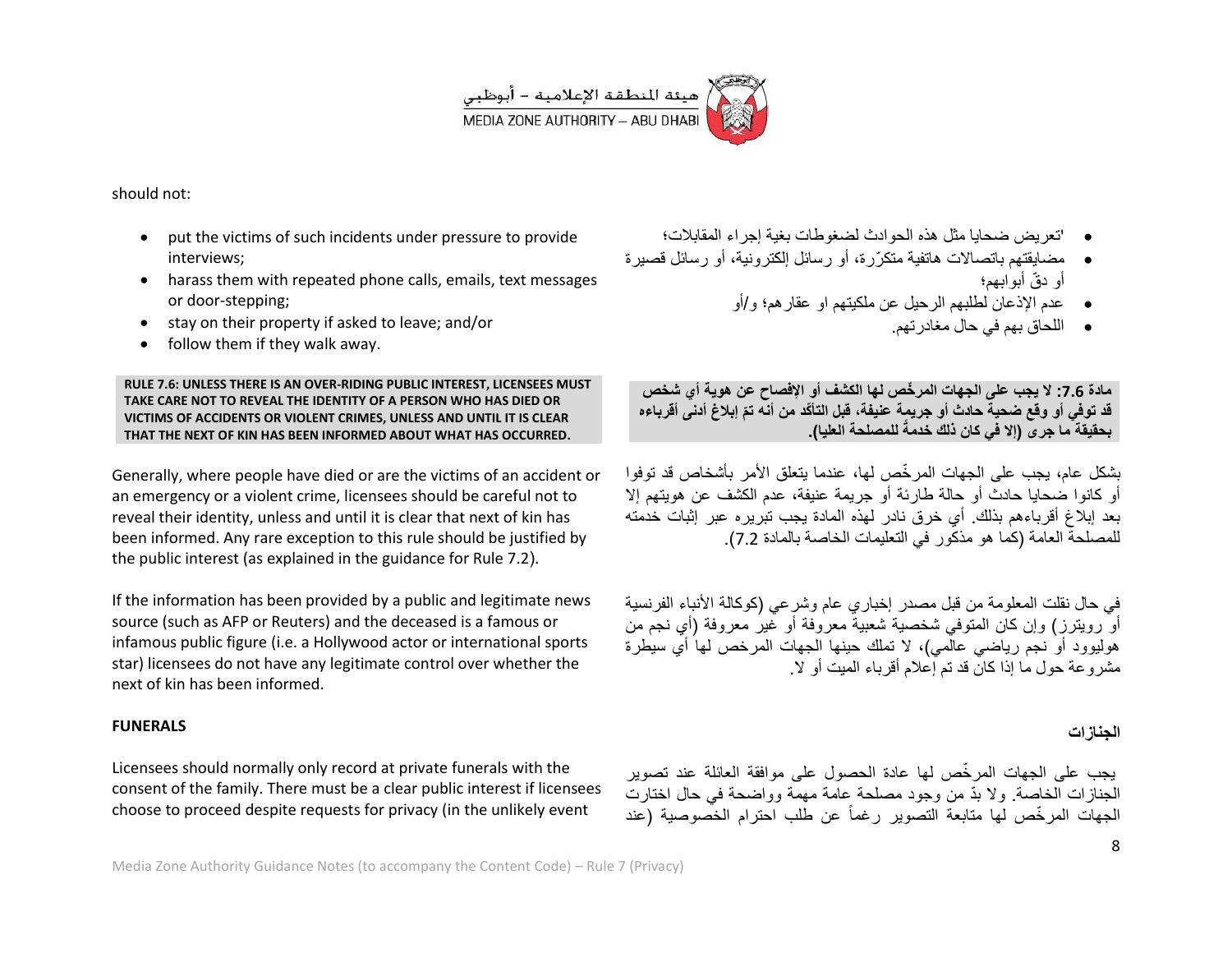should not:

- put the victims of such incidents under pressure to provide interviews;
- harass them with repeated phone calls, emails, text messages or door-stepping;
- stay on their property if asked to leave; and/or
- follow them if they walk away.

- 'تعريض ضحايا مثل هذه الحوادث لضغوطات بغية إجراء المقابلات؛
- مضايقتهم باتصالات هاتفية متكرّرة، أو رسائل إلكترونية، أو رسائل قصيرة أو دقّ أبوابهم؛
- عدم الإذعان لطلبهم الرحيل عن ملكيتهم او عقارهم؛ و/أو
- اللحاق بهم في حال مغادرتهم.

**RULE 7.6: UNLESS THERE IS AN OVER-RIDING PUBLIC INTEREST, LICENSEES MUST TAKE CARE NOT TO REVEAL THE IDENTITY OF A PERSON WHO HAS DIED OR VICTIMS OF ACCIDENTS OR VIOLENT CRIMES, UNLESS AND UNTIL IT IS CLEAR THAT THE NEXT OF KIN HAS BEEN INFORMED ABOUT WHAT HAS OCCURRED.**

**مادة 7.6: لا يجب على الجهات المرخّص لها الكشف أو الإفصاح عن هوية أي شخص قد توفي أو وقع ضحية حادث أو جريمة عنيفة، قبل التأكد من أنه تمّ إبلاغ أدنى أقربائه بحقيقة ما جرى (إلا في كان ذلك خدمةً للمصلحة العليا).**

Generally, where people have died or are the victims of an accident or an emergency or a violent crime, licensees should be careful not to reveal their identity, unless and until it is clear that next of kin has been informed. Any rare exception to this rule should be justified by the public interest (as explained in the guidance for Rule 7.2).

بشكل عام، يجب على الجهات المرخّص لها، عندما يتعلق الأمر بأشخاص قد توفوا أو كانوا ضحايا حادث أو حالة طارئة أو جريمة عنيفة، عدم الكشف عن هويتهم إلا بعد إبلاغ أقرباءهم بذلك. أي خرق نادر لهذه المادة يجب تبريره عبر إثبات خدمته للمصلحة العامة (كما هو مذكور في التعليمات الخاصة بالمادة 7.2).

If the information has been provided by a public and legitimate news source (such as AFP or Reuters) and the deceased is a famous or infamous public figure (i.e. a Hollywood actor or international sports star) licensees do not have any legitimate control over whether the next of kin has been informed.

في حال نقلت المعلومة من قبل مصدر إخباري عام وشرعي (كوكالة الأنباء الفرنسية أو رويترز) وإن كان المتوفي شخصية شعبية معروفة أو غير معروفة (أي نجم من هوليوود أو نجم رياضي عالمي)، لا تملك حينها الجهات المرخص لها أي سيطرة مشروعة حول ما إذا كان قد تم إعلام أقرباء الميت أو لا.

**FUNERALS**

**الجنازات**

Licensees should normally only record at private funerals with the consent of the family. There must be a clear public interest if licensees choose to proceed despite requests for privacy (in the unlikely event

يجب على الجهات المرخّص لها عادة الحصول على موافقة العائلة عند تصوير الجنازات الخاصة. ولا بدّ من وجود مصلحة عامة مهمة وواضحة في حال اختارت الجهات المرخّص لها متابعة التصوير رغماً عن طلب احترام الخصوصية (عند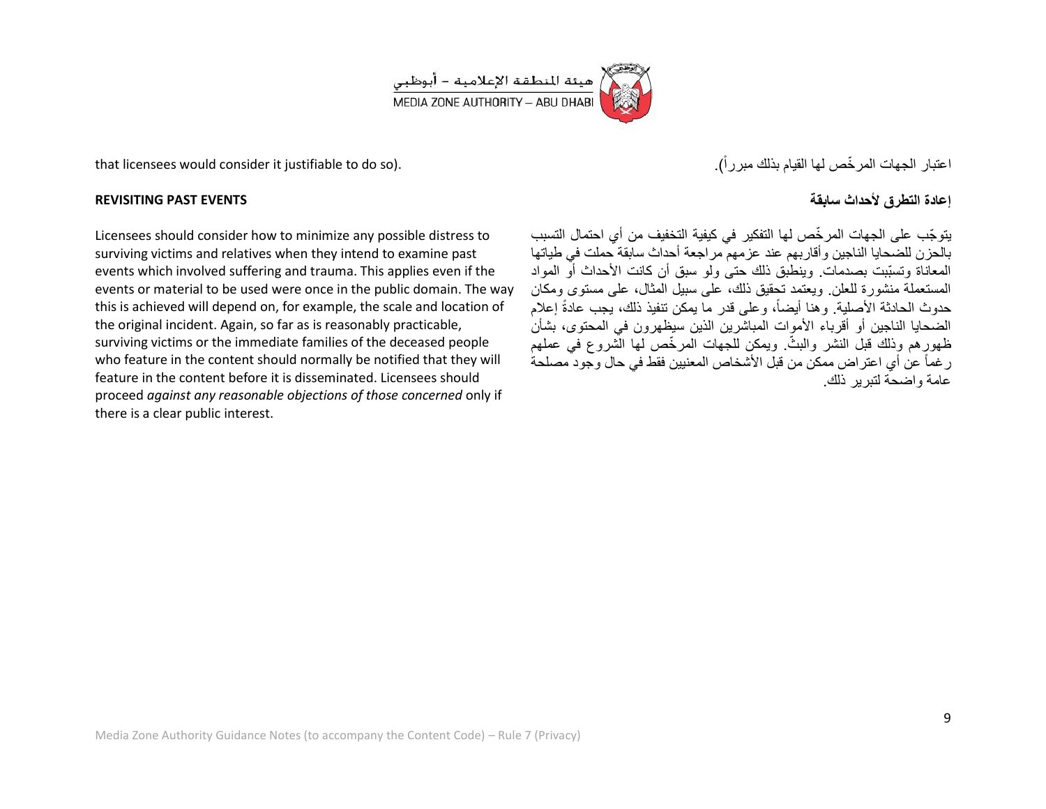that licensees would consider it justifiable to do so).

اعتبار الجهات المرخّص لها القيام بذلك مبرراً).

**REVISITING PAST EVENTS**

Licensees should consider how to minimize any possible distress to surviving victims and relatives when they intend to examine past events which involved suffering and trauma. This applies even if the events or material to be used were once in the public domain. The way this is achieved will depend on, for example, the scale and location of the original incident. Again, so far as is reasonably practicable, surviving victims or the immediate families of the deceased people who feature in the content should normally be notified that they will feature in the content before it is disseminated. Licensees should proceed *against any reasonable objections of those concerned* only if there is a clear public interest.

**إعادة التطرق لأحداث سابقة**

يتوجّب على الجهات المرخّص لها التفكير في كيفية التخفيف من أي احتمال التسبب بالحزن للضحايا الناجين وأقاربهم عند عزمهم مراجعة أحداث سابقة حملت في طياتها المعاناة وتسبّبت بصدمات. وينطبق ذلك حتى ولو سبق أن كانت الأحداث أو المواد المستعملة منشورة للعلن. ويعتمد تحقيق ذلك، على سبيل المثال، على مستوى ومكان حدوث الحادثة الأصلية. وهنا أيضاً، وعلى قدر ما يمكن تنفيذ ذلك، يجب عادةً إعلام الضحايا الناجين أو أقرباء الأموات المباشرين الذين سيظهرون في المحتوى، بشأن ظهورهم وذلك قبل النشر والبثّ. ويمكن للجهات المرخّص لها الشروع في عملهم رغماً عن أي اعتراض ممكن من قبل الأشخاص المعنيين فقط في حال وجود مصلحة عامة واضحة لتبرير ذلك.